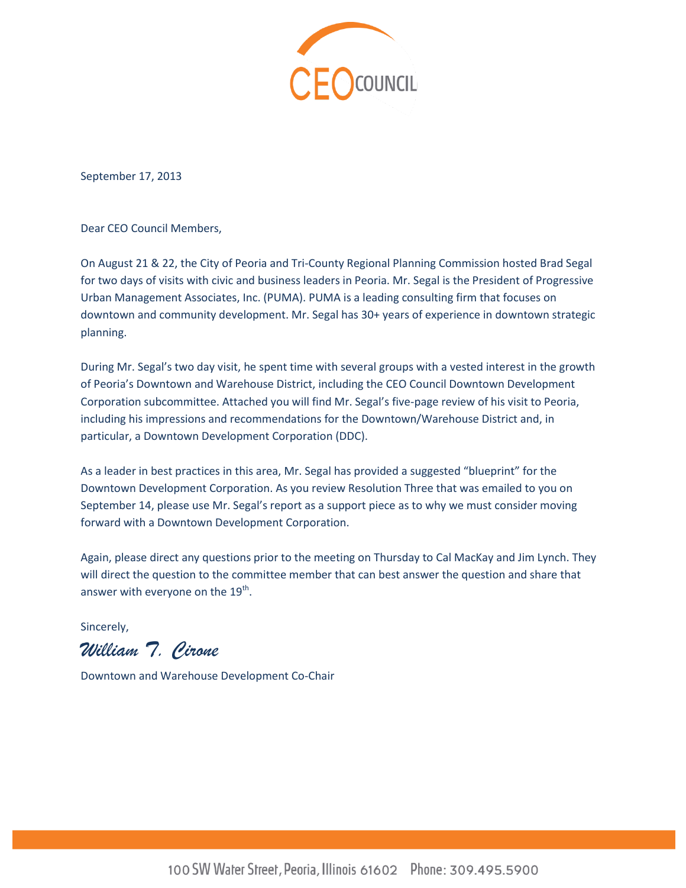CEO COUNCIL

September 17, 2013

Dear CEO Council Members,

On August 21 & 22, the City of Peoria and Tri-County Regional Planning Commission hosted Brad Segal for two days of visits with civic and business leaders in Peoria. Mr. Segal is the President of Progressive Urban Management Associates, Inc. (PUMA). PUMA is a leading consulting firm that focuses on downtown and community development. Mr. Segal has 30+ years of experience in downtown strategic planning.

During Mr. Segal's two day visit, he spent time with several groups with a vested interest in the growth of Peoria's Downtown and Warehouse District, including the CEO Council Downtown Development Corporation subcommittee. Attached you will find Mr. Segal's five-page review of his visit to Peoria, including his impressions and recommendations for the Downtown/Warehouse District and, in particular, a Downtown Development Corporation (DDC).

As a leader in best practices in this area, Mr. Segal has provided a suggested "blueprint" for the Downtown Development Corporation. As you review Resolution Three that was emailed to you on September 14, please use Mr. Segal's report as a support piece as to why we must consider moving forward with a Downtown Development Corporation.

Again, please direct any questions prior to the meeting on Thursday to Cal MacKay and Jim Lynch. They will direct the question to the committee member that can best answer the question and share that answer with everyone on the 19th.

Sincerely,

*William T. Cirone*

Downtown and Warehouse Development Co-Chair

100 SW Water Street, Peoria, Illinois 61602 Phone: 309.495.5900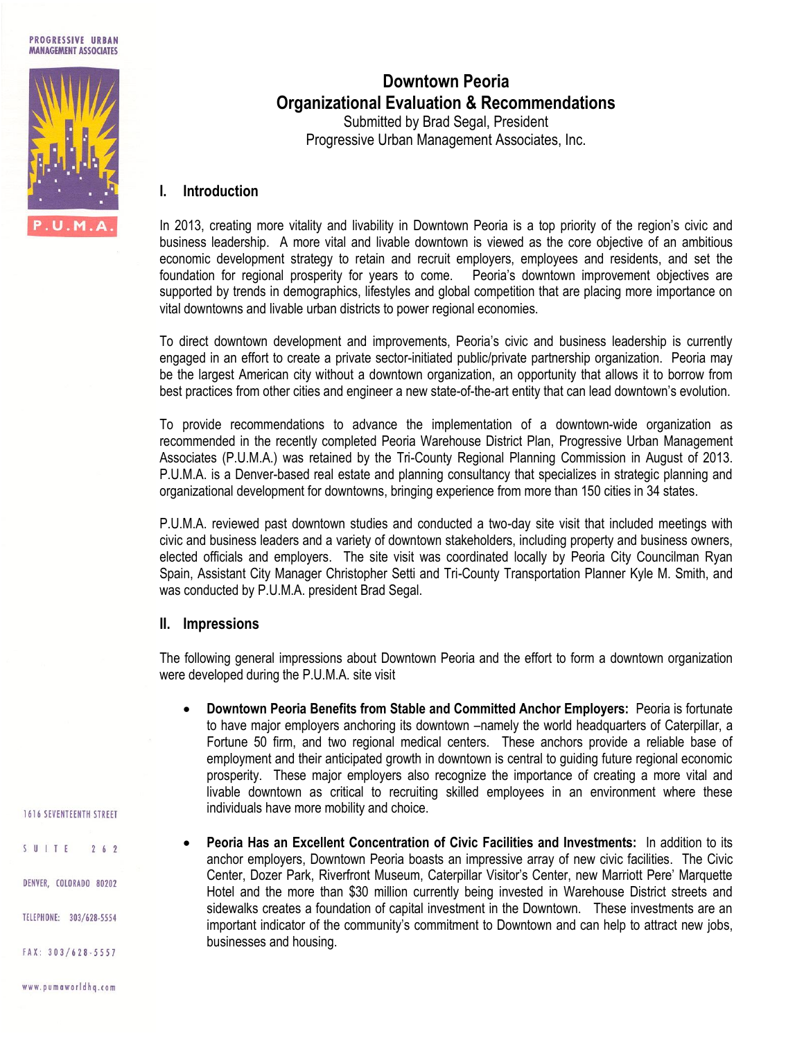# Downtown Peoria
## Organizational Evaluation & Recommendations

Submitted by Brad Segal, President
Progressive Urban Management Associates, Inc.

## I. Introduction

In 2013, creating more vitality and livability in Downtown Peoria is a top priority of the region's civic and business leadership. A more vital and livable downtown is viewed as the core objective of an ambitious economic development strategy to retain and recruit employers, employees and residents, and set the foundation for regional prosperity for years to come. Peoria's downtown improvement objectives are supported by trends in demographics, lifestyles and global competition that are placing more importance on vital downtowns and livable urban districts to power regional economies.

To direct downtown development and improvements, Peoria's civic and business leadership is currently engaged in an effort to create a private sector-initiated public/private partnership organization. Peoria may be the largest American city without a downtown organization, an opportunity that allows it to borrow from best practices from other cities and engineer a new state-of-the-art entity that can lead downtown's evolution.

To provide recommendations to advance the implementation of a downtown-wide organization as recommended in the recently completed Peoria Warehouse District Plan, Progressive Urban Management Associates (P.U.M.A.) was retained by the Tri-County Regional Planning Commission in August of 2013. P.U.M.A. is a Denver-based real estate and planning consultancy that specializes in strategic planning and organizational development for downtowns, bringing experience from more than 150 cities in 34 states.

P.U.M.A. reviewed past downtown studies and conducted a two-day site visit that included meetings with civic and business leaders and a variety of downtown stakeholders, including property and business owners, elected officials and employers. The site visit was coordinated locally by Peoria City Councilman Ryan Spain, Assistant City Manager Christopher Setti and Tri-County Transportation Planner Kyle M. Smith, and was conducted by P.U.M.A. president Brad Segal.

## II. Impressions

The following general impressions about Downtown Peoria and the effort to form a downtown organization were developed during the P.U.M.A. site visit

- **Downtown Peoria Benefits from Stable and Committed Anchor Employers:** Peoria is fortunate to have major employers anchoring its downtown –namely the world headquarters of Caterpillar, a Fortune 50 firm, and two regional medical centers. These anchors provide a reliable base of employment and their anticipated growth in downtown is central to guiding future regional economic prosperity. These major employers also recognize the importance of creating a more vital and livable downtown as critical to recruiting skilled employees in an environment where these individuals have more mobility and choice.

- **Peoria Has an Excellent Concentration of Civic Facilities and Investments:** In addition to its anchor employers, Downtown Peoria boasts an impressive array of new civic facilities. The Civic Center, Dozer Park, Riverfront Museum, Caterpillar Visitor's Center, new Marriott Pere' Marquette Hotel and the more than $30 million currently being invested in Warehouse District streets and sidewalks creates a foundation of capital investment in the Downtown. These investments are an important indicator of the community's commitment to Downtown and can help to attract new jobs, businesses and housing.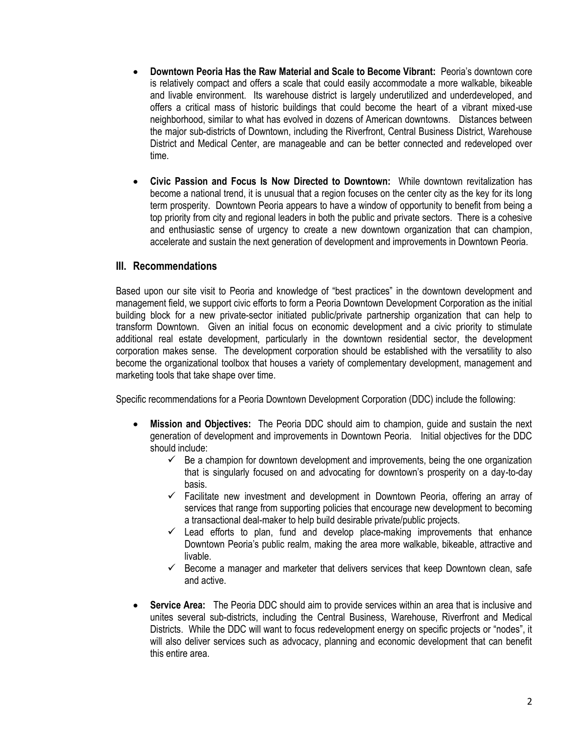- **Downtown Peoria Has the Raw Material and Scale to Become Vibrant:** Peoria's downtown core is relatively compact and offers a scale that could easily accommodate a more walkable, bikeable and livable environment. Its warehouse district is largely underutilized and underdeveloped, and offers a critical mass of historic buildings that could become the heart of a vibrant mixed-use neighborhood, similar to what has evolved in dozens of American downtowns. Distances between the major sub-districts of Downtown, including the Riverfront, Central Business District, Warehouse District and Medical Center, are manageable and can be better connected and redeveloped over time.

- **Civic Passion and Focus Is Now Directed to Downtown:** While downtown revitalization has become a national trend, it is unusual that a region focuses on the center city as the key for its long term prosperity. Downtown Peoria appears to have a window of opportunity to benefit from being a top priority from city and regional leaders in both the public and private sectors. There is a cohesive and enthusiastic sense of urgency to create a new downtown organization that can champion, accelerate and sustain the next generation of development and improvements in Downtown Peoria.

## III. Recommendations

Based upon our site visit to Peoria and knowledge of "best practices" in the downtown development and management field, we support civic efforts to form a Peoria Downtown Development Corporation as the initial building block for a new private-sector initiated public/private partnership organization that can help to transform Downtown. Given an initial focus on economic development and a civic priority to stimulate additional real estate development, particularly in the downtown residential sector, the development corporation makes sense. The development corporation should be established with the versatility to also become the organizational toolbox that houses a variety of complementary development, management and marketing tools that take shape over time.

Specific recommendations for a Peoria Downtown Development Corporation (DDC) include the following:

- **Mission and Objectives:** The Peoria DDC should aim to champion, guide and sustain the next generation of development and improvements in Downtown Peoria. Initial objectives for the DDC should include:
  - ✓ Be a champion for downtown development and improvements, being the one organization that is singularly focused on and advocating for downtown's prosperity on a day-to-day basis.
  - ✓ Facilitate new investment and development in Downtown Peoria, offering an array of services that range from supporting policies that encourage new development to becoming a transactional deal-maker to help build desirable private/public projects.
  - ✓ Lead efforts to plan, fund and develop place-making improvements that enhance Downtown Peoria's public realm, making the area more walkable, bikeable, attractive and livable.
  - ✓ Become a manager and marketer that delivers services that keep Downtown clean, safe and active.

- **Service Area:** The Peoria DDC should aim to provide services within an area that is inclusive and unites several sub-districts, including the Central Business, Warehouse, Riverfront and Medical Districts. While the DDC will want to focus redevelopment energy on specific projects or "nodes", it will also deliver services such as advocacy, planning and economic development that can benefit this entire area.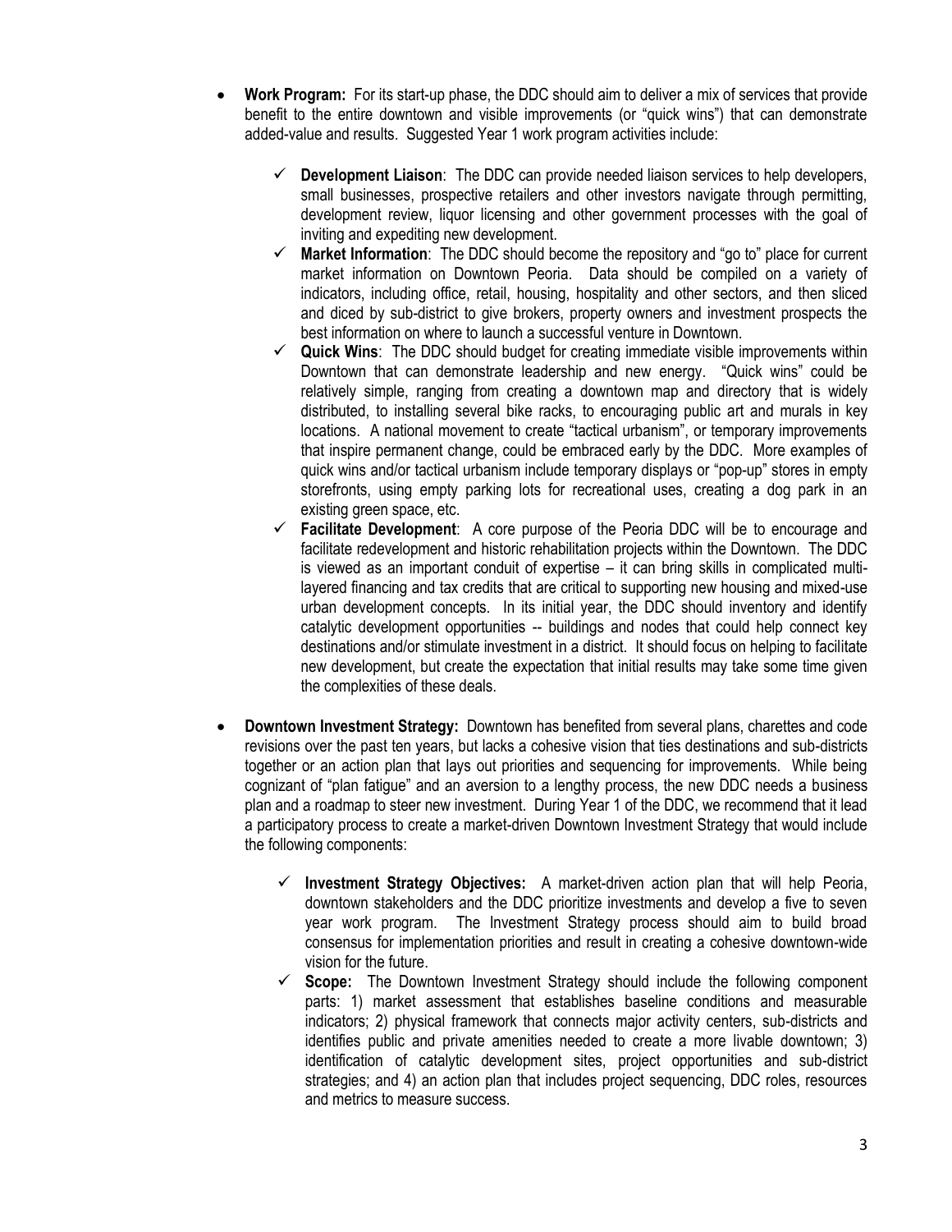- **Work Program:** For its start-up phase, the DDC should aim to deliver a mix of services that provide benefit to the entire downtown and visible improvements (or "quick wins") that can demonstrate added-value and results. Suggested Year 1 work program activities include:

  - ✓ **Development Liaison**: The DDC can provide needed liaison services to help developers, small businesses, prospective retailers and other investors navigate through permitting, development review, liquor licensing and other government processes with the goal of inviting and expediting new development.
  - ✓ **Market Information**: The DDC should become the repository and "go to" place for current market information on Downtown Peoria. Data should be compiled on a variety of indicators, including office, retail, housing, hospitality and other sectors, and then sliced and diced by sub-district to give brokers, property owners and investment prospects the best information on where to launch a successful venture in Downtown.
  - ✓ **Quick Wins**: The DDC should budget for creating immediate visible improvements within Downtown that can demonstrate leadership and new energy. "Quick wins" could be relatively simple, ranging from creating a downtown map and directory that is widely distributed, to installing several bike racks, to encouraging public art and murals in key locations. A national movement to create "tactical urbanism", or temporary improvements that inspire permanent change, could be embraced early by the DDC. More examples of quick wins and/or tactical urbanism include temporary displays or "pop-up" stores in empty storefronts, using empty parking lots for recreational uses, creating a dog park in an existing green space, etc.
  - ✓ **Facilitate Development**: A core purpose of the Peoria DDC will be to encourage and facilitate redevelopment and historic rehabilitation projects within the Downtown. The DDC is viewed as an important conduit of expertise – it can bring skills in complicated multi-layered financing and tax credits that are critical to supporting new housing and mixed-use urban development concepts. In its initial year, the DDC should inventory and identify catalytic development opportunities -- buildings and nodes that could help connect key destinations and/or stimulate investment in a district. It should focus on helping to facilitate new development, but create the expectation that initial results may take some time given the complexities of these deals.

- **Downtown Investment Strategy:** Downtown has benefited from several plans, charettes and code revisions over the past ten years, but lacks a cohesive vision that ties destinations and sub-districts together or an action plan that lays out priorities and sequencing for improvements. While being cognizant of "plan fatigue" and an aversion to a lengthy process, the new DDC needs a business plan and a roadmap to steer new investment. During Year 1 of the DDC, we recommend that it lead a participatory process to create a market-driven Downtown Investment Strategy that would include the following components:

  - ✓ **Investment Strategy Objectives:** A market-driven action plan that will help Peoria, downtown stakeholders and the DDC prioritize investments and develop a five to seven year work program. The Investment Strategy process should aim to build broad consensus for implementation priorities and result in creating a cohesive downtown-wide vision for the future.
  - ✓ **Scope:** The Downtown Investment Strategy should include the following component parts: 1) market assessment that establishes baseline conditions and measurable indicators; 2) physical framework that connects major activity centers, sub-districts and identifies public and private amenities needed to create a more livable downtown; 3) identification of catalytic development sites, project opportunities and sub-district strategies; and 4) an action plan that includes project sequencing, DDC roles, resources and metrics to measure success.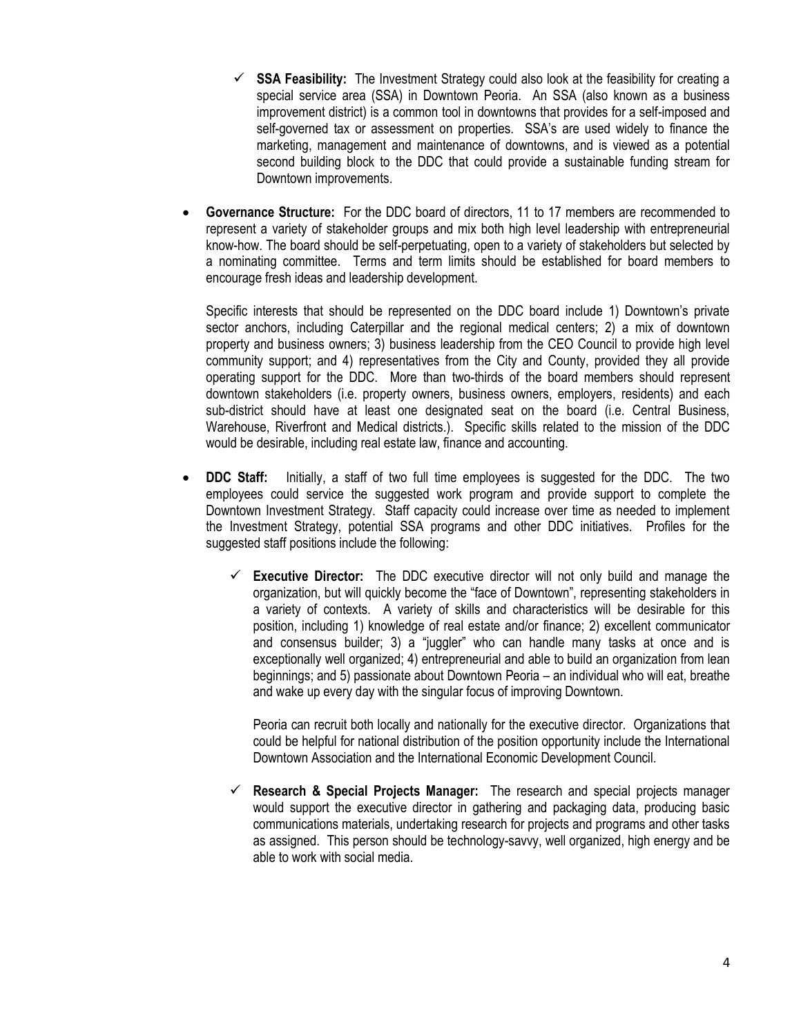- ✓ **SSA Feasibility:** The Investment Strategy could also look at the feasibility for creating a special service area (SSA) in Downtown Peoria. An SSA (also known as a business improvement district) is a common tool in downtowns that provides for a self-imposed and self-governed tax or assessment on properties. SSA's are used widely to finance the marketing, management and maintenance of downtowns, and is viewed as a potential second building block to the DDC that could provide a sustainable funding stream for Downtown improvements.

- **Governance Structure:** For the DDC board of directors, 11 to 17 members are recommended to represent a variety of stakeholder groups and mix both high level leadership with entrepreneurial know-how. The board should be self-perpetuating, open to a variety of stakeholders but selected by a nominating committee. Terms and term limits should be established for board members to encourage fresh ideas and leadership development.

  Specific interests that should be represented on the DDC board include 1) Downtown's private sector anchors, including Caterpillar and the regional medical centers; 2) a mix of downtown property and business owners; 3) business leadership from the CEO Council to provide high level community support; and 4) representatives from the City and County, provided they all provide operating support for the DDC. More than two-thirds of the board members should represent downtown stakeholders (i.e. property owners, business owners, employers, residents) and each sub-district should have at least one designated seat on the board (i.e. Central Business, Warehouse, Riverfront and Medical districts.). Specific skills related to the mission of the DDC would be desirable, including real estate law, finance and accounting.

- **DDC Staff:** Initially, a staff of two full time employees is suggested for the DDC. The two employees could service the suggested work program and provide support to complete the Downtown Investment Strategy. Staff capacity could increase over time as needed to implement the Investment Strategy, potential SSA programs and other DDC initiatives. Profiles for the suggested staff positions include the following:

  - ✓ **Executive Director:** The DDC executive director will not only build and manage the organization, but will quickly become the "face of Downtown", representing stakeholders in a variety of contexts. A variety of skills and characteristics will be desirable for this position, including 1) knowledge of real estate and/or finance; 2) excellent communicator and consensus builder; 3) a "juggler" who can handle many tasks at once and is exceptionally well organized; 4) entrepreneurial and able to build an organization from lean beginnings; and 5) passionate about Downtown Peoria – an individual who will eat, breathe and wake up every day with the singular focus of improving Downtown.

    Peoria can recruit both locally and nationally for the executive director. Organizations that could be helpful for national distribution of the position opportunity include the International Downtown Association and the International Economic Development Council.

  - ✓ **Research & Special Projects Manager:** The research and special projects manager would support the executive director in gathering and packaging data, producing basic communications materials, undertaking research for projects and programs and other tasks as assigned. This person should be technology-savvy, well organized, high energy and be able to work with social media.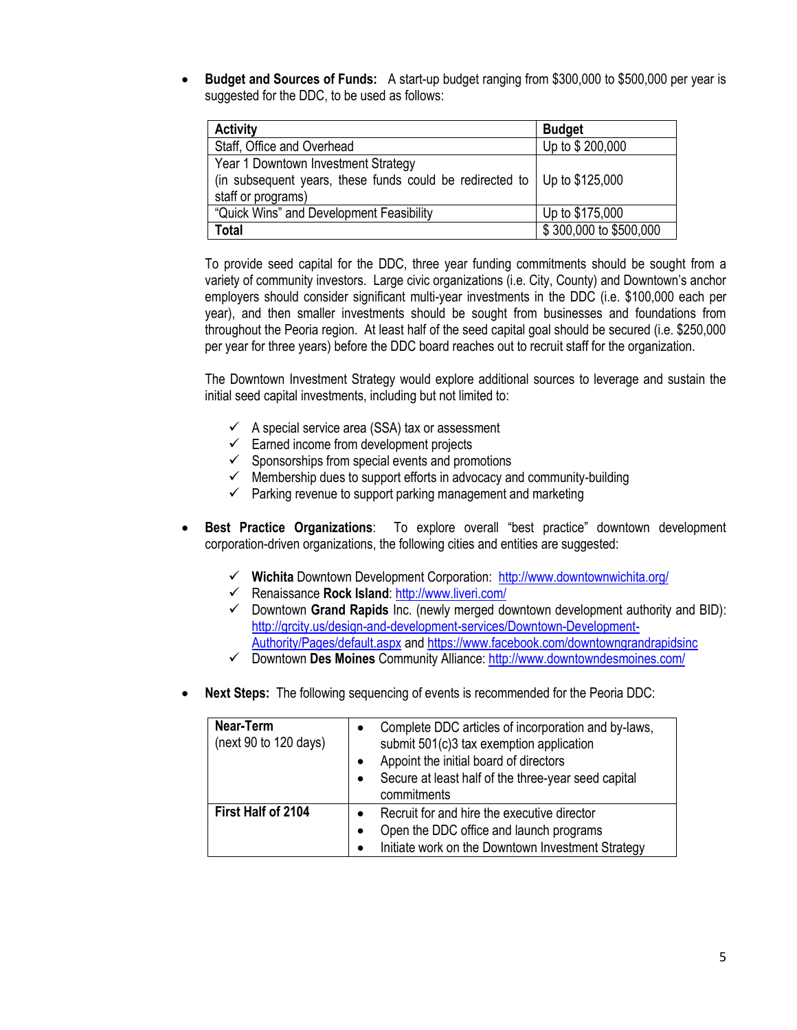- **Budget and Sources of Funds:** A start-up budget ranging from $300,000 to $500,000 per year is suggested for the DDC, to be used as follows:

| Activity | Budget |
|---|---|
| Staff, Office and Overhead | Up to $ 200,000 |
| Year 1 Downtown Investment Strategy (in subsequent years, these funds could be redirected to staff or programs) | Up to $125,000 |
| "Quick Wins" and Development Feasibility | Up to $175,000 |
| **Total** | $ 300,000 to $500,000 |

To provide seed capital for the DDC, three year funding commitments should be sought from a variety of community investors. Large civic organizations (i.e. City, County) and Downtown's anchor employers should consider significant multi-year investments in the DDC (i.e. $100,000 each per year), and then smaller investments should be sought from businesses and foundations from throughout the Peoria region. At least half of the seed capital goal should be secured (i.e. $250,000 per year for three years) before the DDC board reaches out to recruit staff for the organization.

The Downtown Investment Strategy would explore additional sources to leverage and sustain the initial seed capital investments, including but not limited to:

- ✓ A special service area (SSA) tax or assessment
- ✓ Earned income from development projects
- ✓ Sponsorships from special events and promotions
- ✓ Membership dues to support efforts in advocacy and community-building
- ✓ Parking revenue to support parking management and marketing

- **Best Practice Organizations**: To explore overall "best practice" downtown development corporation-driven organizations, the following cities and entities are suggested:

- ✓ **Wichita** Downtown Development Corporation: http://www.downtownwichita.org/
- ✓ Renaissance **Rock Island**: http://www.liveri.com/
- ✓ Downtown **Grand Rapids** Inc. (newly merged downtown development authority and BID): http://grcity.us/design-and-development-services/Downtown-Development-Authority/Pages/default.aspx and https://www.facebook.com/downtowngrandrapidsinc
- ✓ Downtown **Des Moines** Community Alliance: http://www.downtowndesmoines.com/

- **Next Steps:** The following sequencing of events is recommended for the Peoria DDC:

| | |
|---|---|
| **Near-Term** (next 90 to 120 days) | • Complete DDC articles of incorporation and by-laws, submit 501(c)3 tax exemption application<br>• Appoint the initial board of directors<br>• Secure at least half of the three-year seed capital commitments |
| **First Half of 2104** | • Recruit for and hire the executive director<br>• Open the DDC office and launch programs<br>• Initiate work on the Downtown Investment Strategy |